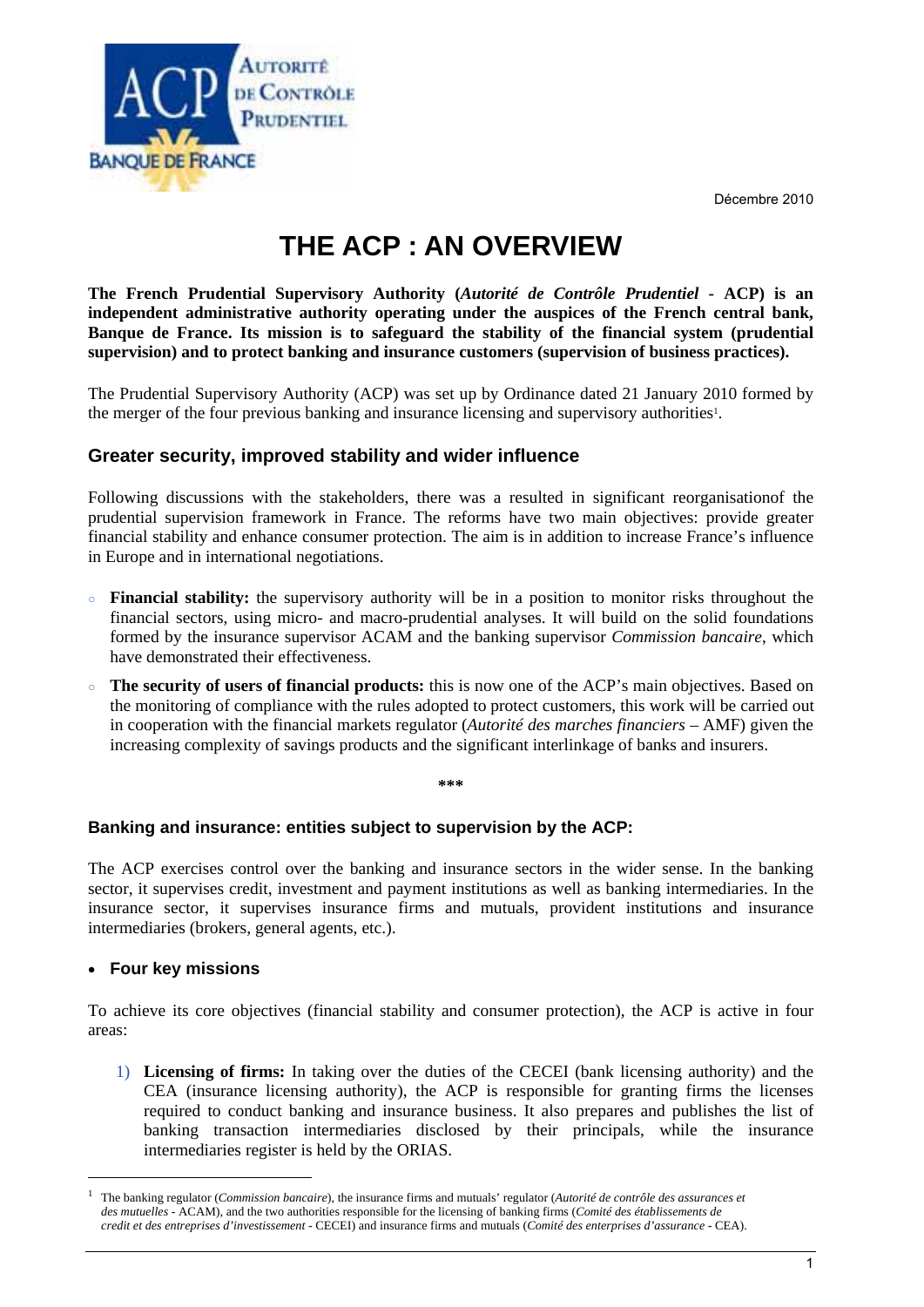Décembre 2010

# THE ACP : AN OVERVIEW

**The French Prudential Supervisory Authority (*Autorité de Contrôle Prudentiel* - ACP) is an independent administrative authority operating under the auspices of the French central bank, Banque de France. Its mission is to safeguard the stability of the financial system (prudential supervision) and to protect banking and insurance customers (supervision of business practices).**

The Prudential Supervisory Authority (ACP) was set up by Ordinance dated 21 January 2010 formed by the merger of the four previous banking and insurance licensing and supervisory authorities[1].

## Greater security, improved stability and wider influence

Following discussions with the stakeholders, there was a resulted in significant reorganisationof the prudential supervision framework in France. The reforms have two main objectives: provide greater financial stability and enhance consumer protection. The aim is in addition to increase France's influence in Europe and in international negotiations.

- **Financial stability:** the supervisory authority will be in a position to monitor risks throughout the financial sectors, using micro- and macro-prudential analyses. It will build on the solid foundations formed by the insurance supervisor ACAM and the banking supervisor *Commission bancaire*, which have demonstrated their effectiveness.
- **The security of users of financial products:** this is now one of the ACP's main objectives. Based on the monitoring of compliance with the rules adopted to protect customers, this work will be carried out in cooperation with the financial markets regulator (*Autorité des marches financiers* – AMF) given the increasing complexity of savings products and the significant interlinkage of banks and insurers.

***

### Banking and insurance: entities subject to supervision by the ACP:

The ACP exercises control over the banking and insurance sectors in the wider sense. In the banking sector, it supervises credit, investment and payment institutions as well as banking intermediaries. In the insurance sector, it supervises insurance firms and mutuals, provident institutions and insurance intermediaries (brokers, general agents, etc.).

- **Four key missions**

To achieve its core objectives (financial stability and consumer protection), the ACP is active in four areas:

1) **Licensing of firms:** In taking over the duties of the CECEI (bank licensing authority) and the CEA (insurance licensing authority), the ACP is responsible for granting firms the licenses required to conduct banking and insurance business. It also prepares and publishes the list of banking transaction intermediaries disclosed by their principals, while the insurance intermediaries register is held by the ORIAS.

[1] The banking regulator (*Commission bancaire*), the insurance firms and mutuals' regulator (*Autorité de contrôle des assurances et des mutuelles* - ACAM), and the two authorities responsible for the licensing of banking firms (*Comité des établissements de credit et des entreprises d'investissement* - CECEI) and insurance firms and mutuals (*Comité des enterprises d'assurance* - CEA).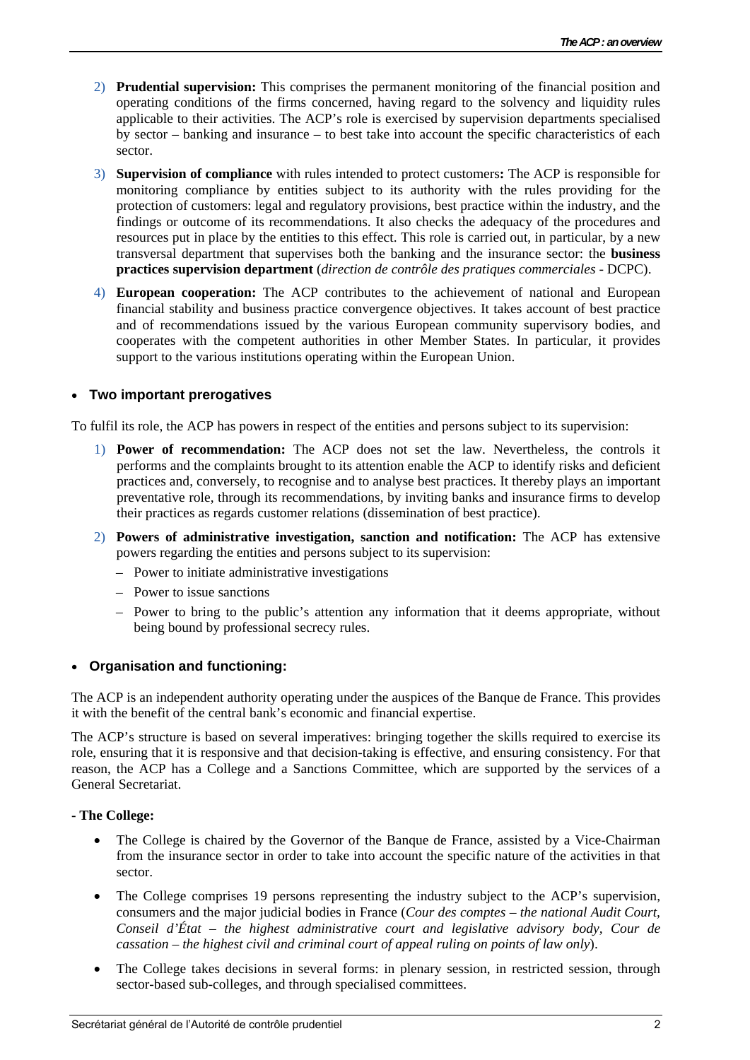2) **Prudential supervision:** This comprises the permanent monitoring of the financial position and operating conditions of the firms concerned, having regard to the solvency and liquidity rules applicable to their activities. The ACP's role is exercised by supervision departments specialised by sector – banking and insurance – to best take into account the specific characteristics of each sector.

3) **Supervision of compliance** with rules intended to protect customers**:** The ACP is responsible for monitoring compliance by entities subject to its authority with the rules providing for the protection of customers: legal and regulatory provisions, best practice within the industry, and the findings or outcome of its recommendations. It also checks the adequacy of the procedures and resources put in place by the entities to this effect. This role is carried out, in particular, by a new transversal department that supervises both the banking and the insurance sector: the **business practices supervision department** (*direction de contrôle des pratiques commerciales* - DCPC).

4) **European cooperation:** The ACP contributes to the achievement of national and European financial stability and business practice convergence objectives. It takes account of best practice and of recommendations issued by the various European community supervisory bodies, and cooperates with the competent authorities in other Member States. In particular, it provides support to the various institutions operating within the European Union.

- **Two important prerogatives**

To fulfil its role, the ACP has powers in respect of the entities and persons subject to its supervision:

1) **Power of recommendation:** The ACP does not set the law. Nevertheless, the controls it performs and the complaints brought to its attention enable the ACP to identify risks and deficient practices and, conversely, to recognise and to analyse best practices. It thereby plays an important preventative role, through its recommendations, by inviting banks and insurance firms to develop their practices as regards customer relations (dissemination of best practice).

2) **Powers of administrative investigation, sanction and notification:** The ACP has extensive powers regarding the entities and persons subject to its supervision:
   - Power to initiate administrative investigations
   - Power to issue sanctions
   - Power to bring to the public's attention any information that it deems appropriate, without being bound by professional secrecy rules.

- **Organisation and functioning:**

The ACP is an independent authority operating under the auspices of the Banque de France. This provides it with the benefit of the central bank's economic and financial expertise.

The ACP's structure is based on several imperatives: bringing together the skills required to exercise its role, ensuring that it is responsive and that decision-taking is effective, and ensuring consistency. For that reason, the ACP has a College and a Sanctions Committee, which are supported by the services of a General Secretariat.

**- The College:**

- The College is chaired by the Governor of the Banque de France, assisted by a Vice-Chairman from the insurance sector in order to take into account the specific nature of the activities in that sector.
- The College comprises 19 persons representing the industry subject to the ACP's supervision, consumers and the major judicial bodies in France (*Cour des comptes – the national Audit Court, Conseil d'État – the highest administrative court and legislative advisory body, Cour de cassation – the highest civil and criminal court of appeal ruling on points of law only*).
- The College takes decisions in several forms: in plenary session, in restricted session, through sector-based sub-colleges, and through specialised committees.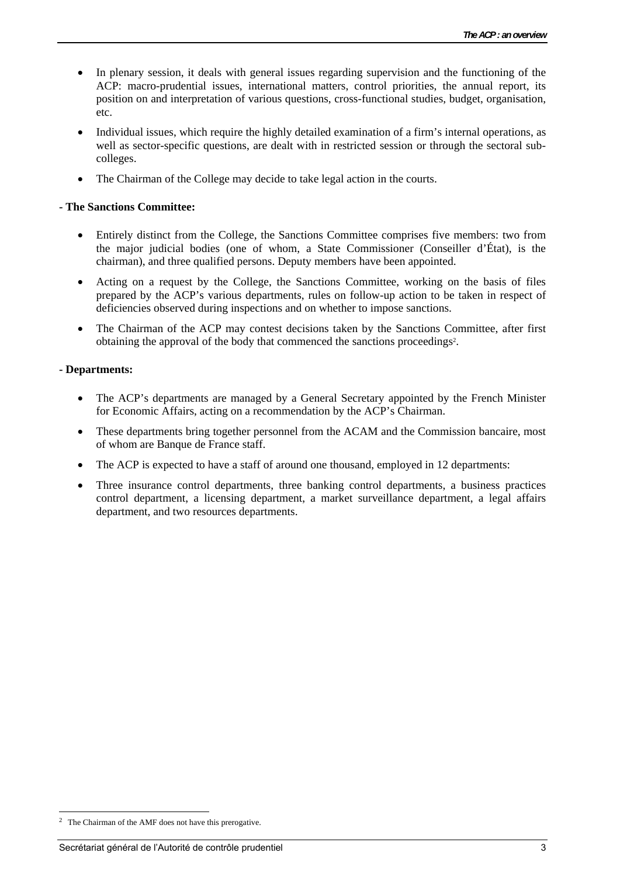- In plenary session, it deals with general issues regarding supervision and the functioning of the ACP: macro-prudential issues, international matters, control priorities, the annual report, its position on and interpretation of various questions, cross-functional studies, budget, organisation, etc.
- Individual issues, which require the highly detailed examination of a firm's internal operations, as well as sector-specific questions, are dealt with in restricted session or through the sectoral sub-colleges.
- The Chairman of the College may decide to take legal action in the courts.

**- The Sanctions Committee:**

- Entirely distinct from the College, the Sanctions Committee comprises five members: two from the major judicial bodies (one of whom, a State Commissioner (Conseiller d'État), is the chairman), and three qualified persons. Deputy members have been appointed.
- Acting on a request by the College, the Sanctions Committee, working on the basis of files prepared by the ACP's various departments, rules on follow-up action to be taken in respect of deficiencies observed during inspections and on whether to impose sanctions.
- The Chairman of the ACP may contest decisions taken by the Sanctions Committee, after first obtaining the approval of the body that commenced the sanctions proceedings[2].

**- Departments:**

- The ACP's departments are managed by a General Secretary appointed by the French Minister for Economic Affairs, acting on a recommendation by the ACP's Chairman.
- These departments bring together personnel from the ACAM and the Commission bancaire, most of whom are Banque de France staff.
- The ACP is expected to have a staff of around one thousand, employed in 12 departments:
- Three insurance control departments, three banking control departments, a business practices control department, a licensing department, a market surveillance department, a legal affairs department, and two resources departments.

[2] The Chairman of the AMF does not have this prerogative.